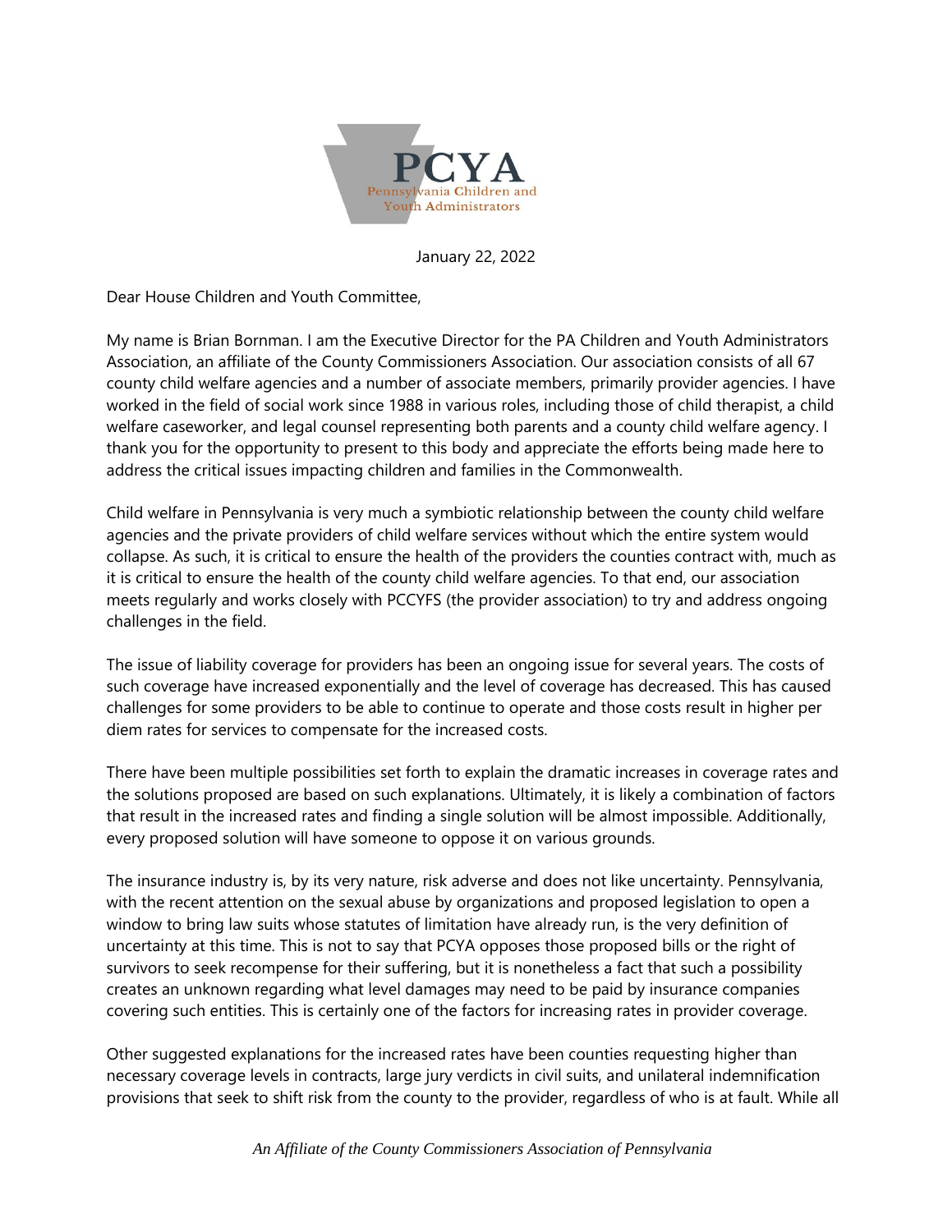**PCYA**
Pennsylvania Children and Youth Administrators

January 22, 2022

Dear House Children and Youth Committee,

My name is Brian Bornman. I am the Executive Director for the PA Children and Youth Administrators Association, an affiliate of the County Commissioners Association. Our association consists of all 67 county child welfare agencies and a number of associate members, primarily provider agencies. I have worked in the field of social work since 1988 in various roles, including those of child therapist, a child welfare caseworker, and legal counsel representing both parents and a county child welfare agency. I thank you for the opportunity to present to this body and appreciate the efforts being made here to address the critical issues impacting children and families in the Commonwealth.

Child welfare in Pennsylvania is very much a symbiotic relationship between the county child welfare agencies and the private providers of child welfare services without which the entire system would collapse. As such, it is critical to ensure the health of the providers the counties contract with, much as it is critical to ensure the health of the county child welfare agencies. To that end, our association meets regularly and works closely with PCCYFS (the provider association) to try and address ongoing challenges in the field.

The issue of liability coverage for providers has been an ongoing issue for several years. The costs of such coverage have increased exponentially and the level of coverage has decreased. This has caused challenges for some providers to be able to continue to operate and those costs result in higher per diem rates for services to compensate for the increased costs.

There have been multiple possibilities set forth to explain the dramatic increases in coverage rates and the solutions proposed are based on such explanations. Ultimately, it is likely a combination of factors that result in the increased rates and finding a single solution will be almost impossible. Additionally, every proposed solution will have someone to oppose it on various grounds.

The insurance industry is, by its very nature, risk adverse and does not like uncertainty. Pennsylvania, with the recent attention on the sexual abuse by organizations and proposed legislation to open a window to bring law suits whose statutes of limitation have already run, is the very definition of uncertainty at this time. This is not to say that PCYA opposes those proposed bills or the right of survivors to seek recompense for their suffering, but it is nonetheless a fact that such a possibility creates an unknown regarding what level damages may need to be paid by insurance companies covering such entities. This is certainly one of the factors for increasing rates in provider coverage.

Other suggested explanations for the increased rates have been counties requesting higher than necessary coverage levels in contracts, large jury verdicts in civil suits, and unilateral indemnification provisions that seek to shift risk from the county to the provider, regardless of who is at fault. While all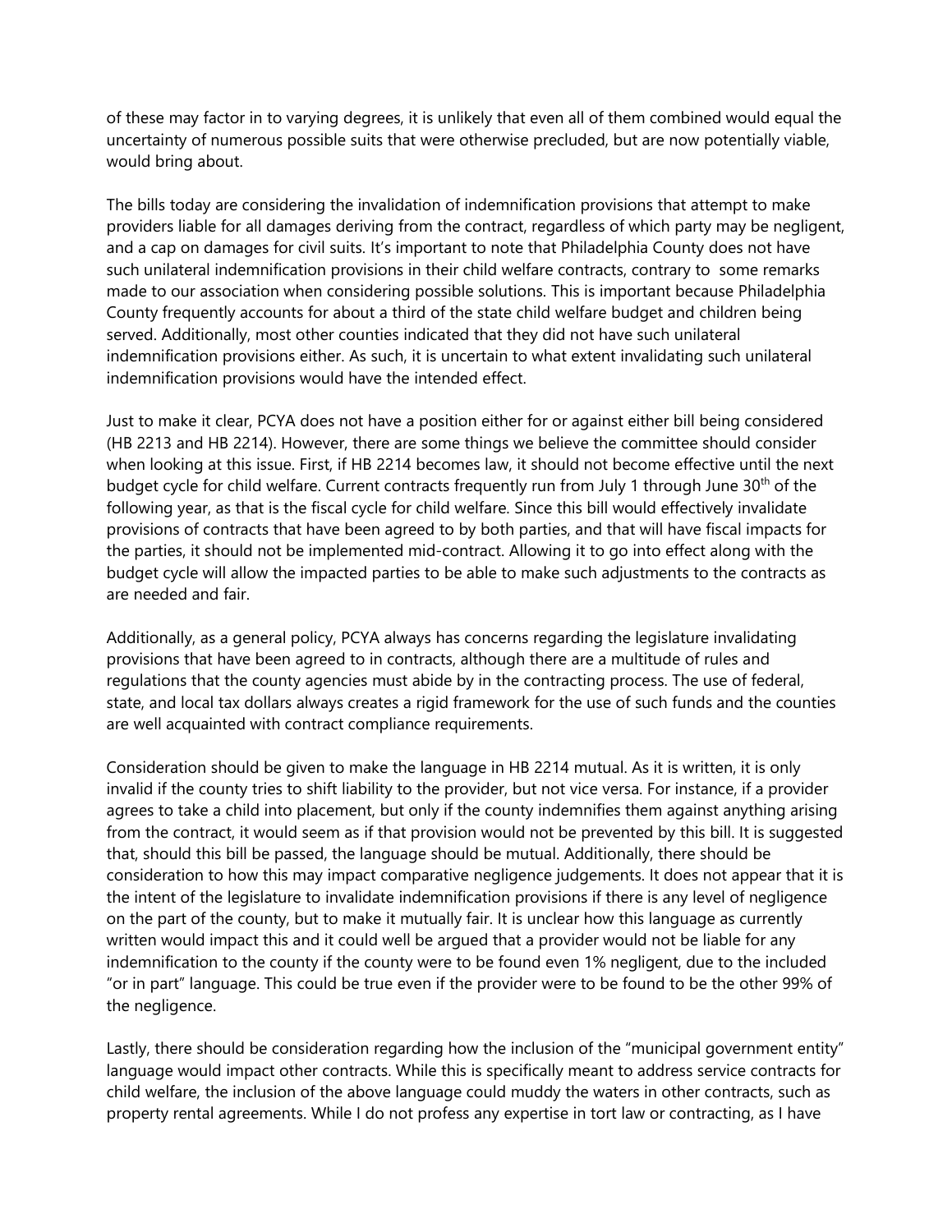of these may factor in to varying degrees, it is unlikely that even all of them combined would equal the uncertainty of numerous possible suits that were otherwise precluded, but are now potentially viable, would bring about.

The bills today are considering the invalidation of indemnification provisions that attempt to make providers liable for all damages deriving from the contract, regardless of which party may be negligent, and a cap on damages for civil suits. It's important to note that Philadelphia County does not have such unilateral indemnification provisions in their child welfare contracts, contrary to some remarks made to our association when considering possible solutions. This is important because Philadelphia County frequently accounts for about a third of the state child welfare budget and children being served. Additionally, most other counties indicated that they did not have such unilateral indemnification provisions either. As such, it is uncertain to what extent invalidating such unilateral indemnification provisions would have the intended effect.

Just to make it clear, PCYA does not have a position either for or against either bill being considered (HB 2213 and HB 2214). However, there are some things we believe the committee should consider when looking at this issue. First, if HB 2214 becomes law, it should not become effective until the next budget cycle for child welfare. Current contracts frequently run from July 1 through June 30th of the following year, as that is the fiscal cycle for child welfare. Since this bill would effectively invalidate provisions of contracts that have been agreed to by both parties, and that will have fiscal impacts for the parties, it should not be implemented mid-contract. Allowing it to go into effect along with the budget cycle will allow the impacted parties to be able to make such adjustments to the contracts as are needed and fair.

Additionally, as a general policy, PCYA always has concerns regarding the legislature invalidating provisions that have been agreed to in contracts, although there are a multitude of rules and regulations that the county agencies must abide by in the contracting process. The use of federal, state, and local tax dollars always creates a rigid framework for the use of such funds and the counties are well acquainted with contract compliance requirements.

Consideration should be given to make the language in HB 2214 mutual. As it is written, it is only invalid if the county tries to shift liability to the provider, but not vice versa. For instance, if a provider agrees to take a child into placement, but only if the county indemnifies them against anything arising from the contract, it would seem as if that provision would not be prevented by this bill. It is suggested that, should this bill be passed, the language should be mutual. Additionally, there should be consideration to how this may impact comparative negligence judgements. It does not appear that it is the intent of the legislature to invalidate indemnification provisions if there is any level of negligence on the part of the county, but to make it mutually fair. It is unclear how this language as currently written would impact this and it could well be argued that a provider would not be liable for any indemnification to the county if the county were to be found even 1% negligent, due to the included "or in part" language. This could be true even if the provider were to be found to be the other 99% of the negligence.

Lastly, there should be consideration regarding how the inclusion of the "municipal government entity" language would impact other contracts. While this is specifically meant to address service contracts for child welfare, the inclusion of the above language could muddy the waters in other contracts, such as property rental agreements. While I do not profess any expertise in tort law or contracting, as I have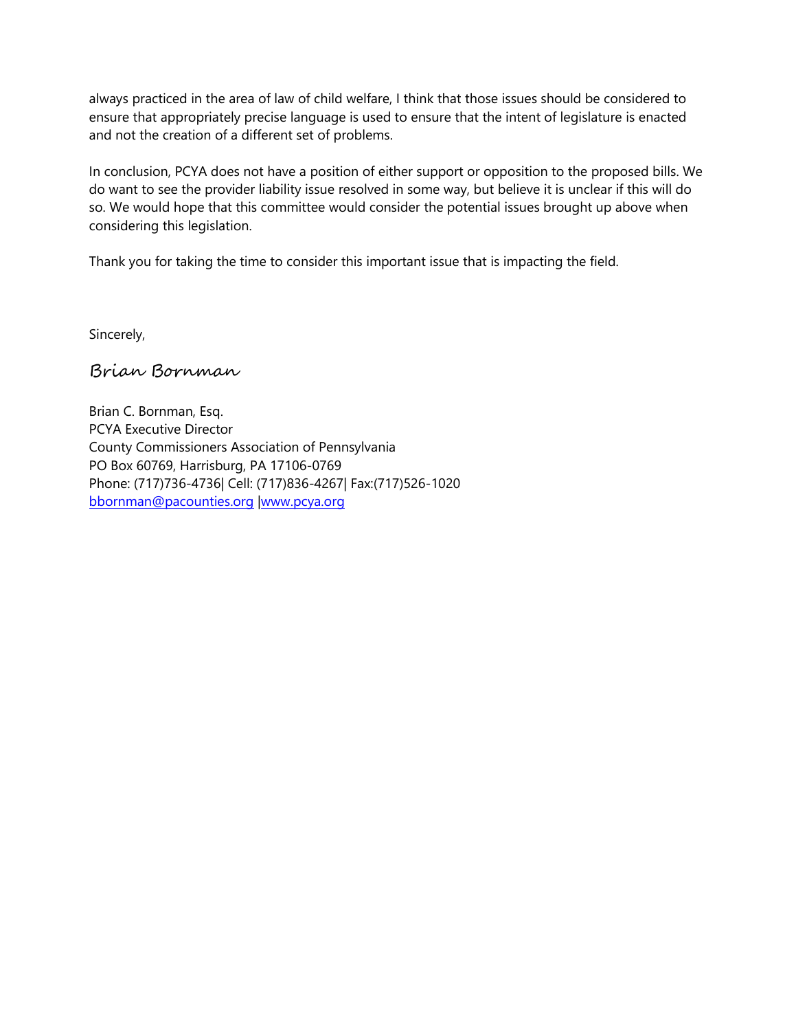always practiced in the area of law of child welfare, I think that those issues should be considered to ensure that appropriately precise language is used to ensure that the intent of legislature is enacted and not the creation of a different set of problems.

In conclusion, PCYA does not have a position of either support or opposition to the proposed bills. We do want to see the provider liability issue resolved in some way, but believe it is unclear if this will do so. We would hope that this committee would consider the potential issues brought up above when considering this legislation.

Thank you for taking the time to consider this important issue that is impacting the field.

Sincerely,

*Brian Bornman*

Brian C. Bornman, Esq.  
PCYA Executive Director  
County Commissioners Association of Pennsylvania  
PO Box 60769, Harrisburg, PA 17106-0769  
Phone: (717)736-4736| Cell: (717)836-4267| Fax:(717)526-1020  
bbornman@pacounties.org |www.pcya.org